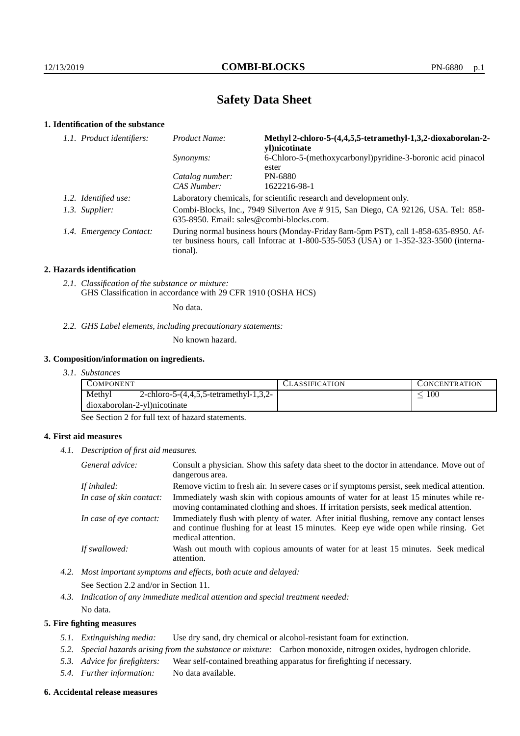# Safety Data Sheet

## 1. Identification of the substance

*1.1. Product identifiers:*

| | |
|---|---|
| *Product Name:* | **Methyl 2-chloro-5-(4,4,5,5-tetramethyl-1,3,2-dioxaborolan-2-yl)nicotinate** |
| *Synonyms:* | 6-Chloro-5-(methoxycarbonyl)pyridine-3-boronic acid pinacol ester |
| *Catalog number:* | PN-6880 |
| *CAS Number:* | 1622216-98-1 |

*1.2. Identified use:* Laboratory chemicals, for scientific research and development only.

*1.3. Supplier:* Combi-Blocks, Inc., 7949 Silverton Ave # 915, San Diego, CA 92126, USA. Tel: 858-635-8950. Email: sales@combi-blocks.com.

*1.4. Emergency Contact:* During normal business hours (Monday-Friday 8am-5pm PST), call 1-858-635-8950. After business hours, call Infotrac at 1-800-535-5053 (USA) or 1-352-323-3500 (international).

## 2. Hazards identification

*2.1. Classification of the substance or mixture:*
GHS Classification in accordance with 29 CFR 1910 (OSHA HCS)

No data.

*2.2. GHS Label elements, including precautionary statements:*

No known hazard.

## 3. Composition/information on ingredients.

*3.1. Substances*

| COMPONENT | CLASSIFICATION | CONCENTRATION |
|---|---|---|
| Methyl 2-chloro-5-(4,4,5,5-tetramethyl-1,3,2-dioxaborolan-2-yl)nicotinate | | $\leq 100$ |

See Section 2 for full text of hazard statements.

## 4. First aid measures

*4.1. Description of first aid measures.*

*General advice:* Consult a physician. Show this safety data sheet to the doctor in attendance. Move out of dangerous area.

*If inhaled:* Remove victim to fresh air. In severe cases or if symptoms persist, seek medical attention.

*In case of skin contact:* Immediately wash skin with copious amounts of water for at least 15 minutes while removing contaminated clothing and shoes. If irritation persists, seek medical attention.

*In case of eye contact:* Immediately flush with plenty of water. After initial flushing, remove any contact lenses and continue flushing for at least 15 minutes. Keep eye wide open while rinsing. Get medical attention.

*If swallowed:* Wash out mouth with copious amounts of water for at least 15 minutes. Seek medical attention.

*4.2. Most important symptoms and effects, both acute and delayed:*

See Section 2.2 and/or in Section 11.

*4.3. Indication of any immediate medical attention and special treatment needed:*

No data.

## 5. Fire fighting measures

*5.1. Extinguishing media:* Use dry sand, dry chemical or alcohol-resistant foam for extinction.

*5.2. Special hazards arising from the substance or mixture:* Carbon monoxide, nitrogen oxides, hydrogen chloride.

*5.3. Advice for firefighters:* Wear self-contained breathing apparatus for firefighting if necessary.

*5.4. Further information:* No data available.

## 6. Accidental release measures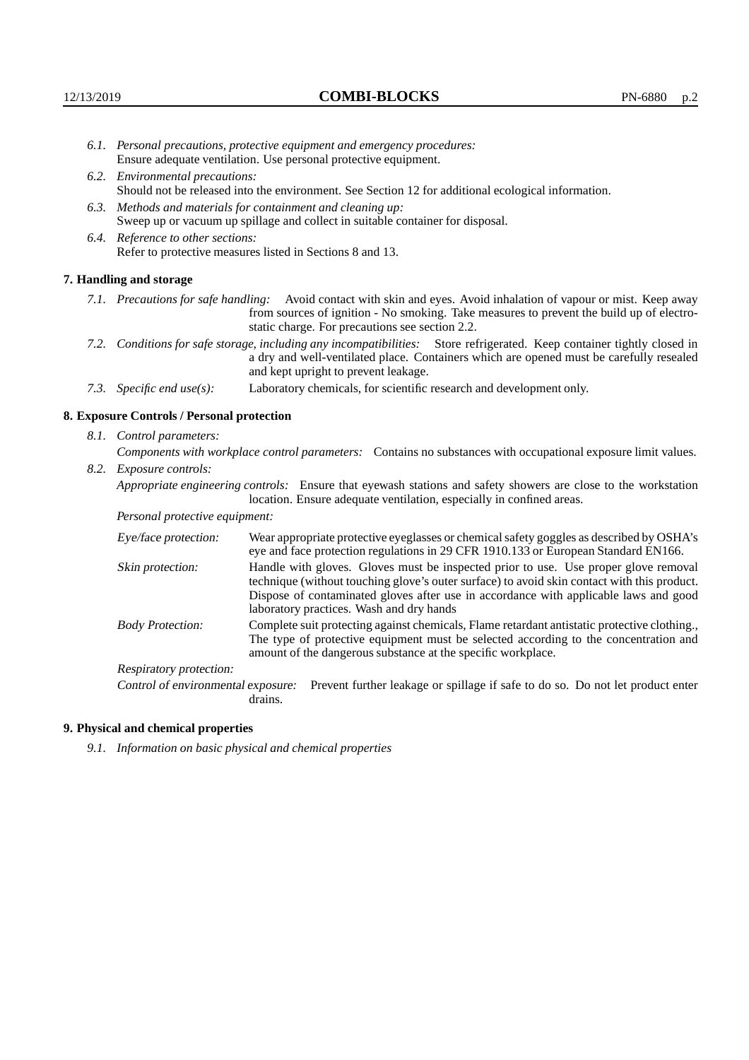*6.1. Personal precautions, protective equipment and emergency procedures:*
Ensure adequate ventilation. Use personal protective equipment.

*6.2. Environmental precautions:*
Should not be released into the environment. See Section 12 for additional ecological information.

*6.3. Methods and materials for containment and cleaning up:*
Sweep up or vacuum up spillage and collect in suitable container for disposal.

*6.4. Reference to other sections:*
Refer to protective measures listed in Sections 8 and 13.

## 7. Handling and storage

*7.1. Precautions for safe handling:* Avoid contact with skin and eyes. Avoid inhalation of vapour or mist. Keep away from sources of ignition - No smoking. Take measures to prevent the build up of electrostatic charge. For precautions see section 2.2.

*7.2. Conditions for safe storage, including any incompatibilities:* Store refrigerated. Keep container tightly closed in a dry and well-ventilated place. Containers which are opened must be carefully resealed and kept upright to prevent leakage.

*7.3. Specific end use(s):* Laboratory chemicals, for scientific research and development only.

## 8. Exposure Controls / Personal protection

*8.1. Control parameters:*

*Components with workplace control parameters:* Contains no substances with occupational exposure limit values.

*8.2. Exposure controls:*

*Appropriate engineering controls:* Ensure that eyewash stations and safety showers are close to the workstation location. Ensure adequate ventilation, especially in confined areas.

*Personal protective equipment:*

*Eye/face protection:* Wear appropriate protective eyeglasses or chemical safety goggles as described by OSHA's eye and face protection regulations in 29 CFR 1910.133 or European Standard EN166.

*Skin protection:* Handle with gloves. Gloves must be inspected prior to use. Use proper glove removal technique (without touching glove's outer surface) to avoid skin contact with this product. Dispose of contaminated gloves after use in accordance with applicable laws and good laboratory practices. Wash and dry hands

*Body Protection:* Complete suit protecting against chemicals, Flame retardant antistatic protective clothing., The type of protective equipment must be selected according to the concentration and amount of the dangerous substance at the specific workplace.

*Respiratory protection:*

*Control of environmental exposure:* Prevent further leakage or spillage if safe to do so. Do not let product enter drains.

## 9. Physical and chemical properties

*9.1. Information on basic physical and chemical properties*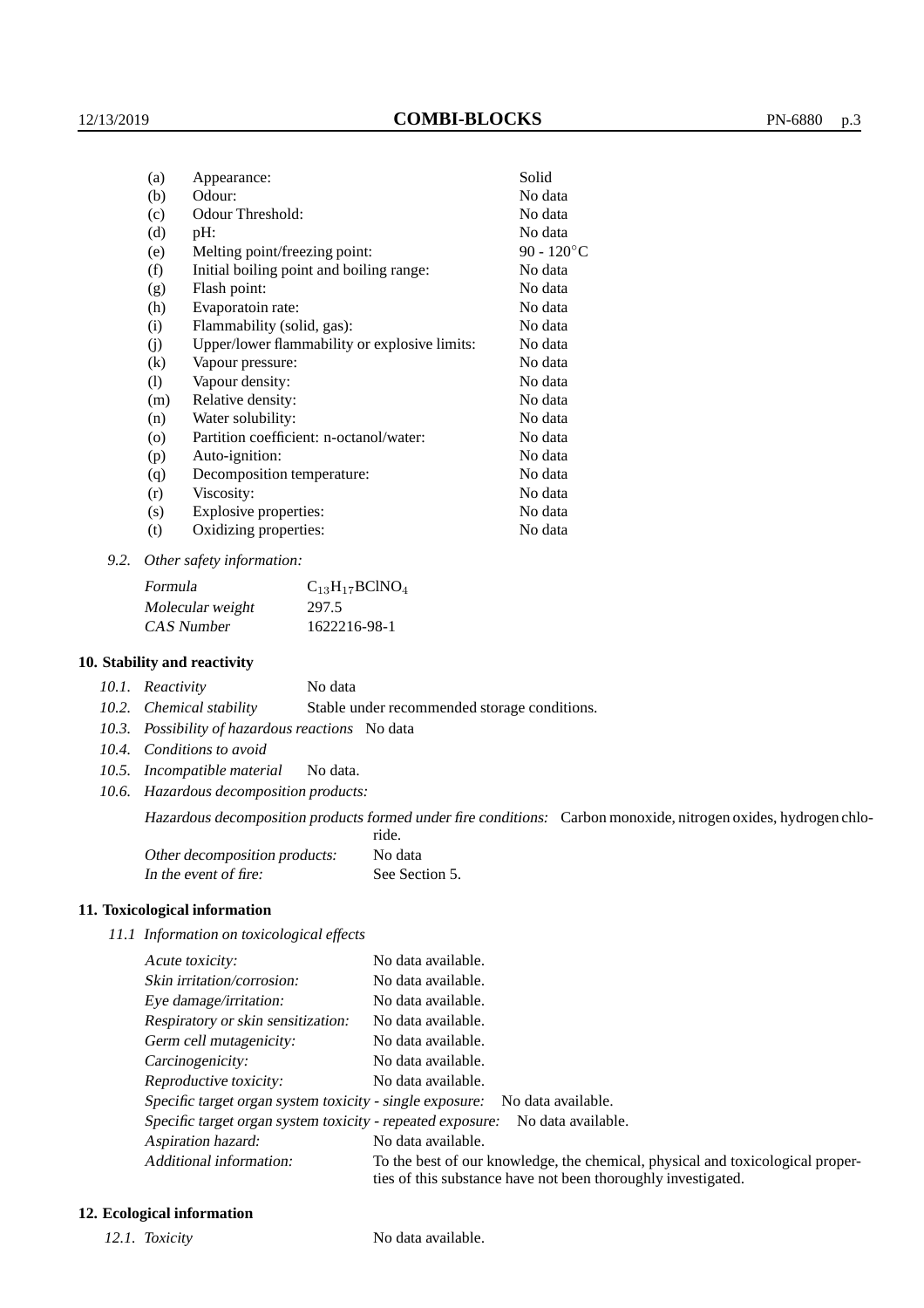| | | |
|---|---|---|
| (a) | Appearance: | Solid |
| (b) | Odour: | No data |
| (c) | Odour Threshold: | No data |
| (d) | pH: | No data |
| (e) | Melting point/freezing point: | 90 - 120°C |
| (f) | Initial boiling point and boiling range: | No data |
| (g) | Flash point: | No data |
| (h) | Evaporatoin rate: | No data |
| (i) | Flammability (solid, gas): | No data |
| (j) | Upper/lower flammability or explosive limits: | No data |
| (k) | Vapour pressure: | No data |
| (l) | Vapour density: | No data |
| (m) | Relative density: | No data |
| (n) | Water solubility: | No data |
| (o) | Partition coefficient: n-octanol/water: | No data |
| (p) | Auto-ignition: | No data |
| (q) | Decomposition temperature: | No data |
| (r) | Viscosity: | No data |
| (s) | Explosive properties: | No data |
| (t) | Oxidizing properties: | No data |

*9.2. Other safety information:*

| | |
|---|---|
| *Formula* | $C_{13}H_{17}BClNO_4$ |
| *Molecular weight* | 297.5 |
| *CAS Number* | 1622216-98-1 |

## 10. Stability and reactivity

*10.1. Reactivity* No data

*10.2. Chemical stability* Stable under recommended storage conditions.

*10.3. Possibility of hazardous reactions* No data

*10.4. Conditions to avoid*

*10.5. Incompatible material* No data.

*10.6. Hazardous decomposition products:*

*Hazardous decomposition products formed under fire conditions:* Carbon monoxide, nitrogen oxides, hydrogen chloride.

| | |
|---|---|
| *Other decomposition products:* | No data |
| *In the event of fire:* | See Section 5. |

## 11. Toxicological information

*11.1 Information on toxicological effects*

| | |
|---|---|
| *Acute toxicity:* | No data available. |
| *Skin irritation/corrosion:* | No data available. |
| *Eye damage/irritation:* | No data available. |
| *Respiratory or skin sensitization:* | No data available. |
| *Germ cell mutagenicity:* | No data available. |
| *Carcinogenicity:* | No data available. |
| *Reproductive toxicity:* | No data available. |
| *Specific target organ system toxicity - single exposure:* | No data available. |
| *Specific target organ system toxicity - repeated exposure:* | No data available. |
| *Aspiration hazard:* | No data available. |
| *Additional information:* | To the best of our knowledge, the chemical, physical and toxicological properties of this substance have not been thoroughly investigated. |

## 12. Ecological information

*12.1. Toxicity* No data available.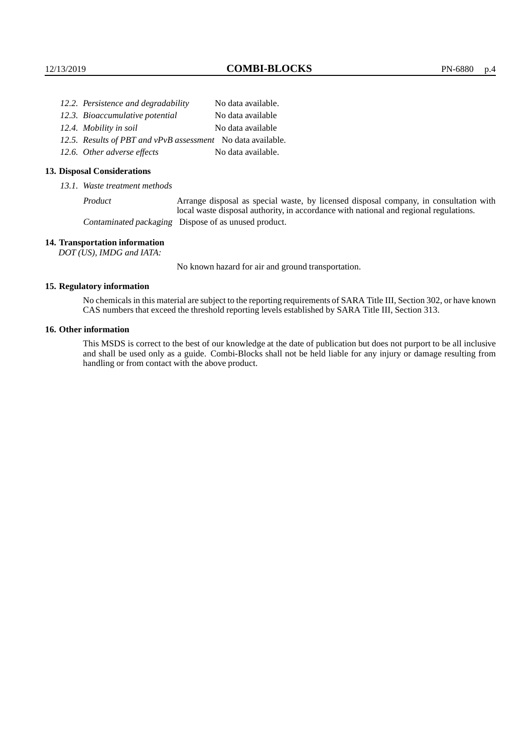*12.2. Persistence and degradability* No data available.

*12.3. Bioaccumulative potential* No data available

*12.4. Mobility in soil* No data available

*12.5. Results of PBT and vPvB assessment* No data available.

*12.6. Other adverse effects* No data available.

## 13. Disposal Considerations

*13.1. Waste treatment methods*

*Product* Arrange disposal as special waste, by licensed disposal company, in consultation with local waste disposal authority, in accordance with national and regional regulations.

*Contaminated packaging* Dispose of as unused product.

## 14. Transportation information

*DOT (US), IMDG and IATA:*

No known hazard for air and ground transportation.

## 15. Regulatory information

No chemicals in this material are subject to the reporting requirements of SARA Title III, Section 302, or have known CAS numbers that exceed the threshold reporting levels established by SARA Title III, Section 313.

## 16. Other information

This MSDS is correct to the best of our knowledge at the date of publication but does not purport to be all inclusive and shall be used only as a guide. Combi-Blocks shall not be held liable for any injury or damage resulting from handling or from contact with the above product.